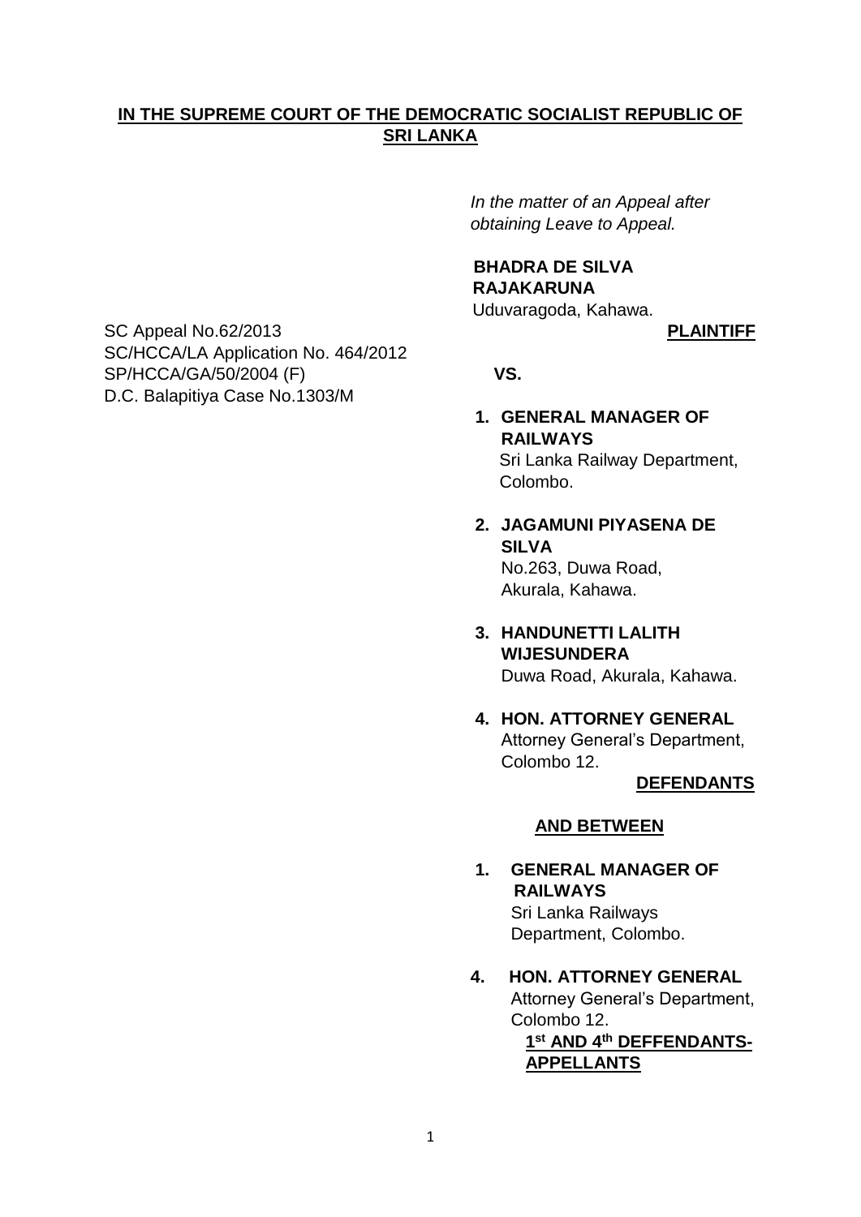**IN THE SUPREME COURT OF THE DEMOCRATIC SOCIALIST REPUBLIC OF SRI LANKA**

*In the matter of an Appeal after obtaining Leave to Appeal.*

**BHADRA DE SILVA RAJAKARUNA**
Uduvaragoda, Kahawa.

**PLAINTIFF**

SC Appeal No.62/2013
SC/HCCA/LA Application No. 464/2012
SP/HCCA/GA/50/2004 (F)
D.C. Balapitiya Case No.1303/M

**VS.**

1. **GENERAL MANAGER OF RAILWAYS**
   Sri Lanka Railway Department, Colombo.

2. **JAGAMUNI PIYASENA DE SILVA**
   No.263, Duwa Road, Akurala, Kahawa.

3. **HANDUNETTI LALITH WIJESUNDERA**
   Duwa Road, Akurala, Kahawa.

4. **HON. ATTORNEY GENERAL**
   Attorney General's Department, Colombo 12.

**DEFENDANTS**

**AND BETWEEN**

1. **GENERAL MANAGER OF RAILWAYS**
   Sri Lanka Railways Department, Colombo.

4. **HON. ATTORNEY GENERAL**
   Attorney General's Department, Colombo 12.

**1st AND 4th DEFFENDANTS-APPELLANTS**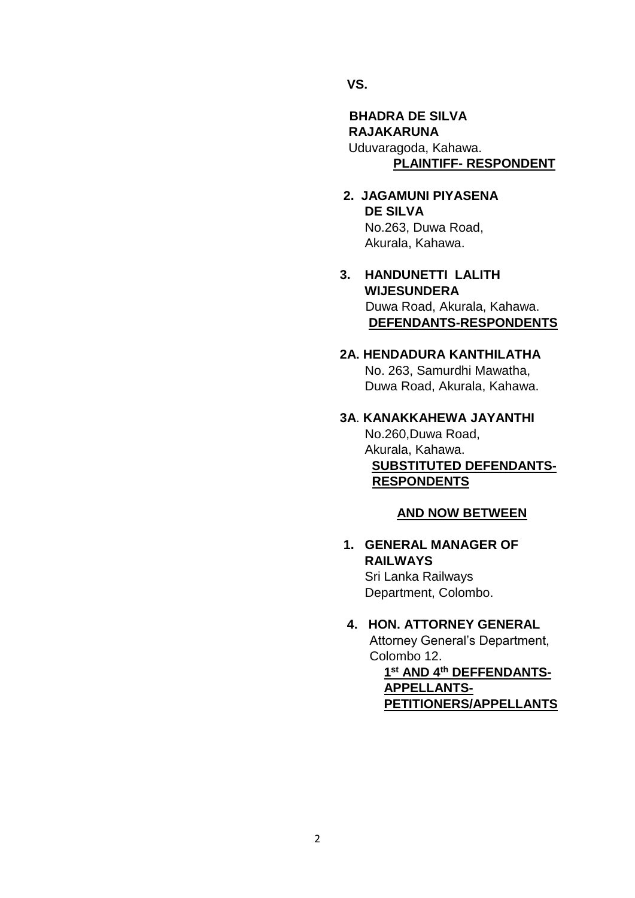**VS.**

**BHADRA DE SILVA RAJAKARUNA**
Uduvaragoda, Kahawa.
**PLAINTIFF- RESPONDENT**

**2. JAGAMUNI PIYASENA DE SILVA**
No.263, Duwa Road,
Akurala, Kahawa.

**3. HANDUNETTI LALITH WIJESUNDERA**
Duwa Road, Akurala, Kahawa.
**DEFENDANTS-RESPONDENTS**

**2A. HENDADURA KANTHILATHA**
No. 263, Samurdhi Mawatha,
Duwa Road, Akurala, Kahawa.

**3A. KANAKKAHEWA JAYANTHI**
No.260,Duwa Road,
Akurala, Kahawa.
**SUBSTITUTED DEFENDANTS-RESPONDENTS**

**AND NOW BETWEEN**

**1. GENERAL MANAGER OF RAILWAYS**
Sri Lanka Railways
Department, Colombo.

**4. HON. ATTORNEY GENERAL**
Attorney General's Department,
Colombo 12.
**1st AND 4th DEFFENDANTS-APPELLANTS-PETITIONERS/APPELLANTS**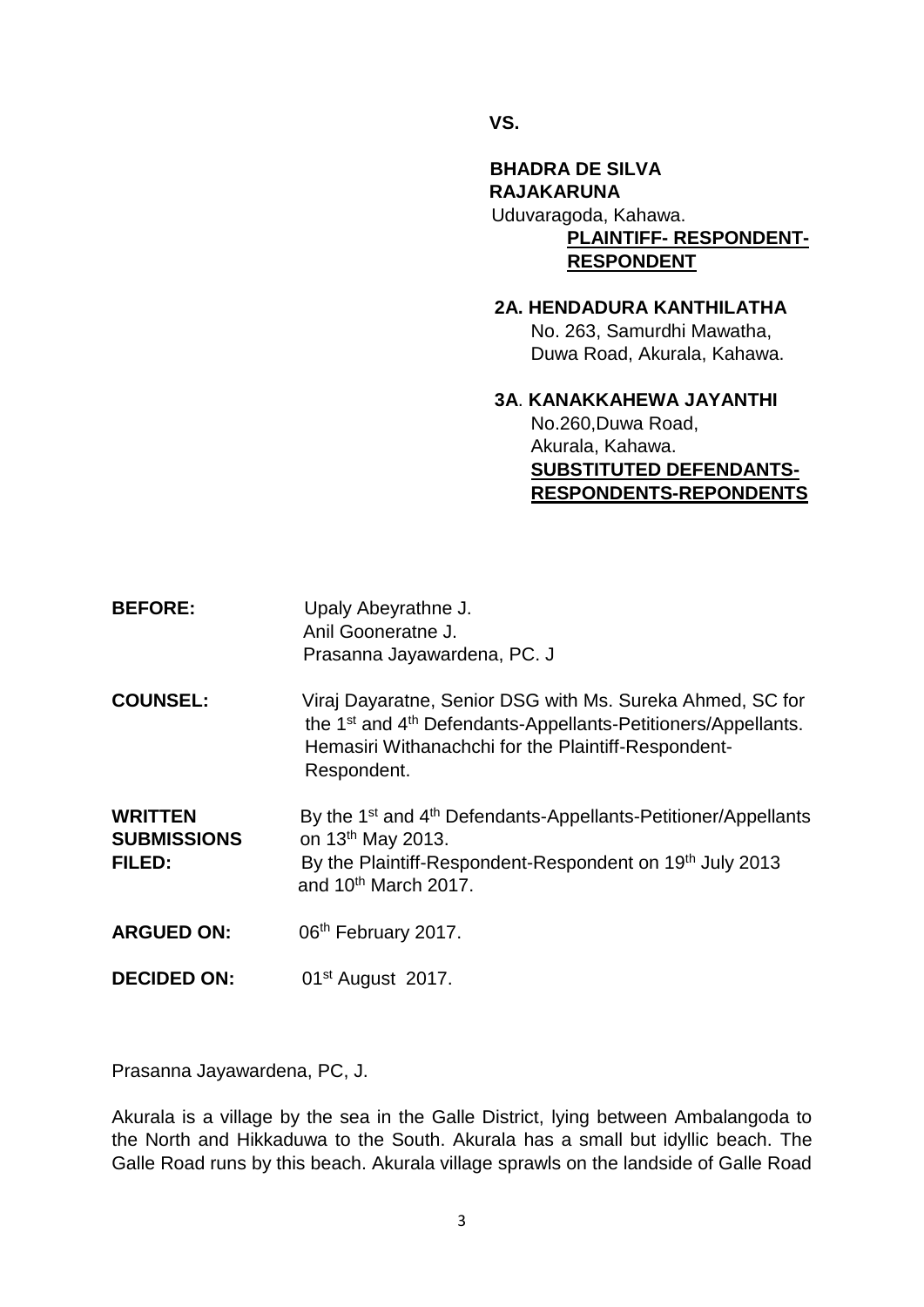**VS.**

**BHADRA DE SILVA RAJAKARUNA**
Uduvaragoda, Kahawa.
**PLAINTIFF- RESPONDENT-RESPONDENT**

**2A. HENDADURA KANTHILATHA**
No. 263, Samurdhi Mawatha,
Duwa Road, Akurala, Kahawa.

**3A. KANAKKAHEWA JAYANTHI**
No.260,Duwa Road,
Akurala, Kahawa.
**SUBSTITUTED DEFENDANTS-RESPONDENTS-REPONDENTS**

**BEFORE:** Upaly Abeyrathne J.
Anil Gooneratne J.
Prasanna Jayawardena, PC. J

**COUNSEL:** Viraj Dayaratne, Senior DSG with Ms. Sureka Ahmed, SC for the 1st and 4th Defendants-Appellants-Petitioners/Appellants.
Hemasiri Withanachchi for the Plaintiff-Respondent-Respondent.

**WRITTEN SUBMISSIONS FILED:** By the 1st and 4th Defendants-Appellants-Petitioner/Appellants on 13th May 2013.
By the Plaintiff-Respondent-Respondent on 19th July 2013 and 10th March 2017.

**ARGUED ON:** 06th February 2017.

**DECIDED ON:** 01st August 2017.

Prasanna Jayawardena, PC, J.

Akurala is a village by the sea in the Galle District, lying between Ambalangoda to the North and Hikkaduwa to the South. Akurala has a small but idyllic beach. The Galle Road runs by this beach. Akurala village sprawls on the landside of Galle Road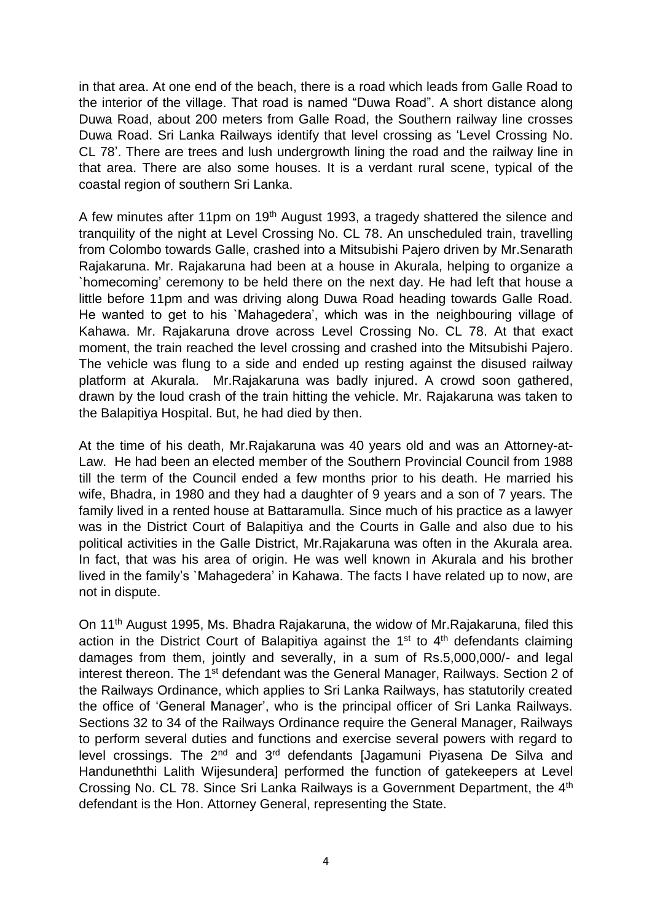in that area. At one end of the beach, there is a road which leads from Galle Road to the interior of the village. That road is named "Duwa Road". A short distance along Duwa Road, about 200 meters from Galle Road, the Southern railway line crosses Duwa Road. Sri Lanka Railways identify that level crossing as 'Level Crossing No. CL 78'. There are trees and lush undergrowth lining the road and the railway line in that area. There are also some houses. It is a verdant rural scene, typical of the coastal region of southern Sri Lanka.

A few minutes after 11pm on 19th August 1993, a tragedy shattered the silence and tranquility of the night at Level Crossing No. CL 78. An unscheduled train, travelling from Colombo towards Galle, crashed into a Mitsubishi Pajero driven by Mr.Senarath Rajakaruna. Mr. Rajakaruna had been at a house in Akurala, helping to organize a `homecoming' ceremony to be held there on the next day. He had left that house a little before 11pm and was driving along Duwa Road heading towards Galle Road. He wanted to get to his `Mahagedera', which was in the neighbouring village of Kahawa. Mr. Rajakaruna drove across Level Crossing No. CL 78. At that exact moment, the train reached the level crossing and crashed into the Mitsubishi Pajero. The vehicle was flung to a side and ended up resting against the disused railway platform at Akurala. Mr.Rajakaruna was badly injured. A crowd soon gathered, drawn by the loud crash of the train hitting the vehicle. Mr. Rajakaruna was taken to the Balapitiya Hospital. But, he had died by then.

At the time of his death, Mr.Rajakaruna was 40 years old and was an Attorney-at-Law. He had been an elected member of the Southern Provincial Council from 1988 till the term of the Council ended a few months prior to his death. He married his wife, Bhadra, in 1980 and they had a daughter of 9 years and a son of 7 years. The family lived in a rented house at Battaramulla. Since much of his practice as a lawyer was in the District Court of Balapitiya and the Courts in Galle and also due to his political activities in the Galle District, Mr.Rajakaruna was often in the Akurala area. In fact, that was his area of origin. He was well known in Akurala and his brother lived in the family's `Mahagedera' in Kahawa. The facts I have related up to now, are not in dispute.

On 11th August 1995, Ms. Bhadra Rajakaruna, the widow of Mr.Rajakaruna, filed this action in the District Court of Balapitiya against the 1st to 4th defendants claiming damages from them, jointly and severally, in a sum of Rs.5,000,000/- and legal interest thereon. The 1st defendant was the General Manager, Railways. Section 2 of the Railways Ordinance, which applies to Sri Lanka Railways, has statutorily created the office of 'General Manager', who is the principal officer of Sri Lanka Railways. Sections 32 to 34 of the Railways Ordinance require the General Manager, Railways to perform several duties and functions and exercise several powers with regard to level crossings. The 2nd and 3rd defendants [Jagamuni Piyasena De Silva and Handuneththi Lalith Wijesundera] performed the function of gatekeepers at Level Crossing No. CL 78. Since Sri Lanka Railways is a Government Department, the 4th defendant is the Hon. Attorney General, representing the State.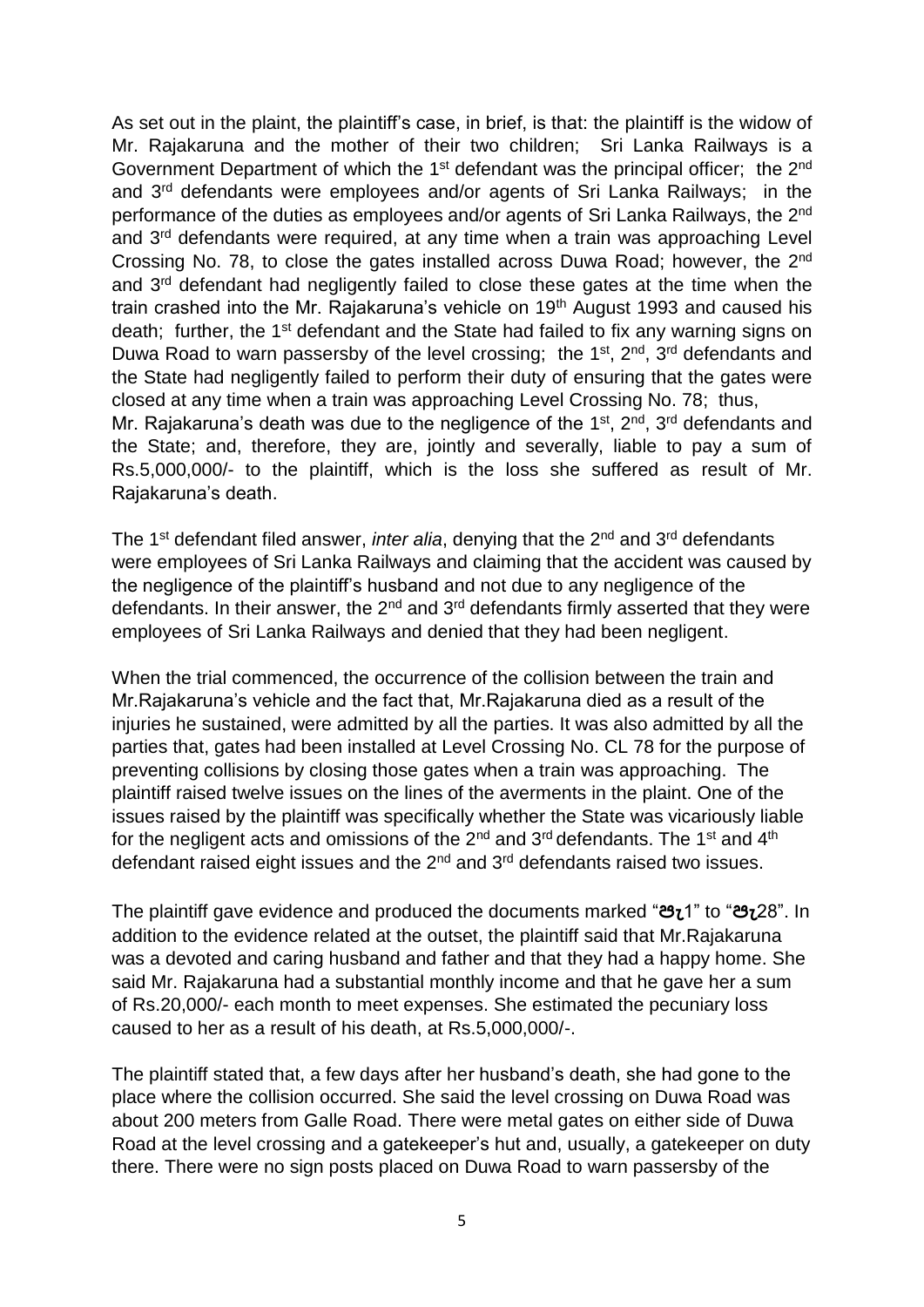As set out in the plaint, the plaintiff's case, in brief, is that: the plaintiff is the widow of Mr. Rajakaruna and the mother of their two children; Sri Lanka Railways is a Government Department of which the 1st defendant was the principal officer; the 2nd and 3rd defendants were employees and/or agents of Sri Lanka Railways; in the performance of the duties as employees and/or agents of Sri Lanka Railways, the 2nd and 3rd defendants were required, at any time when a train was approaching Level Crossing No. 78, to close the gates installed across Duwa Road; however, the 2nd and 3rd defendant had negligently failed to close these gates at the time when the train crashed into the Mr. Rajakaruna's vehicle on 19th August 1993 and caused his death; further, the 1st defendant and the State had failed to fix any warning signs on Duwa Road to warn passersby of the level crossing; the 1st, 2nd, 3rd defendants and the State had negligently failed to perform their duty of ensuring that the gates were closed at any time when a train was approaching Level Crossing No. 78; thus, Mr. Rajakaruna's death was due to the negligence of the 1st, 2nd, 3rd defendants and the State; and, therefore, they are, jointly and severally, liable to pay a sum of Rs.5,000,000/- to the plaintiff, which is the loss she suffered as result of Mr. Rajakaruna's death.

The 1st defendant filed answer, *inter alia*, denying that the 2nd and 3rd defendants were employees of Sri Lanka Railways and claiming that the accident was caused by the negligence of the plaintiff's husband and not due to any negligence of the defendants. In their answer, the 2nd and 3rd defendants firmly asserted that they were employees of Sri Lanka Railways and denied that they had been negligent.

When the trial commenced, the occurrence of the collision between the train and Mr.Rajakaruna's vehicle and the fact that, Mr.Rajakaruna died as a result of the injuries he sustained, were admitted by all the parties. It was also admitted by all the parties that, gates had been installed at Level Crossing No. CL 78 for the purpose of preventing collisions by closing those gates when a train was approaching. The plaintiff raised twelve issues on the lines of the averments in the plaint. One of the issues raised by the plaintiff was specifically whether the State was vicariously liable for the negligent acts and omissions of the 2nd and 3rd defendants. The 1st and 4th defendant raised eight issues and the 2nd and 3rd defendants raised two issues.

The plaintiff gave evidence and produced the documents marked "පැ1" to "පැ28". In addition to the evidence related at the outset, the plaintiff said that Mr.Rajakaruna was a devoted and caring husband and father and that they had a happy home. She said Mr. Rajakaruna had a substantial monthly income and that he gave her a sum of Rs.20,000/- each month to meet expenses. She estimated the pecuniary loss caused to her as a result of his death, at Rs.5,000,000/-.

The plaintiff stated that, a few days after her husband's death, she had gone to the place where the collision occurred. She said the level crossing on Duwa Road was about 200 meters from Galle Road. There were metal gates on either side of Duwa Road at the level crossing and a gatekeeper's hut and, usually, a gatekeeper on duty there. There were no sign posts placed on Duwa Road to warn passersby of the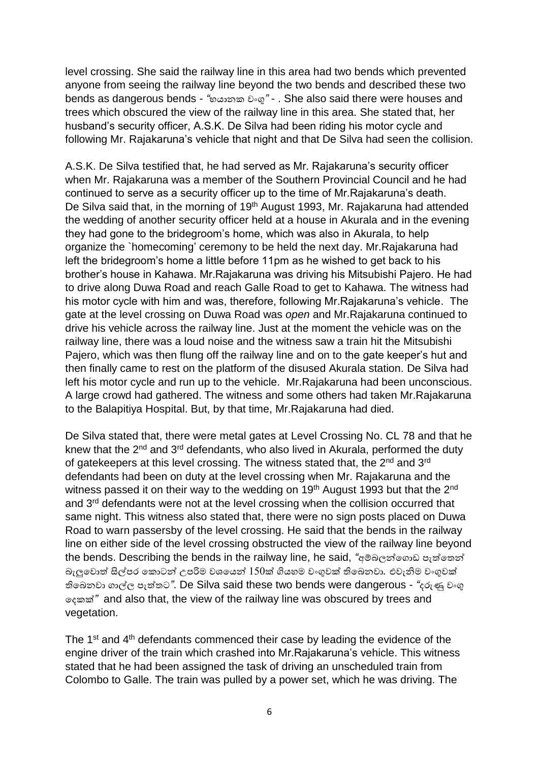level crossing. She said the railway line in this area had two bends which prevented anyone from seeing the railway line beyond the two bends and described these two bends as dangerous bends - *"භයානක වංගු"* - . She also said there were houses and trees which obscured the view of the railway line in this area. She stated that, her husband's security officer, A.S.K. De Silva had been riding his motor cycle and following Mr. Rajakaruna's vehicle that night and that De Silva had seen the collision.

A.S.K. De Silva testified that, he had served as Mr. Rajakaruna's security officer when Mr. Rajakaruna was a member of the Southern Provincial Council and he had continued to serve as a security officer up to the time of Mr.Rajakaruna's death. De Silva said that, in the morning of 19th August 1993, Mr. Rajakaruna had attended the wedding of another security officer held at a house in Akurala and in the evening they had gone to the bridegroom's home, which was also in Akurala, to help organize the `homecoming' ceremony to be held the next day. Mr.Rajakaruna had left the bridegroom's home a little before 11pm as he wished to get back to his brother's house in Kahawa. Mr.Rajakaruna was driving his Mitsubishi Pajero. He had to drive along Duwa Road and reach Galle Road to get to Kahawa. The witness had his motor cycle with him and was, therefore, following Mr.Rajakaruna's vehicle. The gate at the level crossing on Duwa Road was *open* and Mr.Rajakaruna continued to drive his vehicle across the railway line. Just at the moment the vehicle was on the railway line, there was a loud noise and the witness saw a train hit the Mitsubishi Pajero, which was then flung off the railway line and on to the gate keeper's hut and then finally came to rest on the platform of the disused Akurala station. De Silva had left his motor cycle and run up to the vehicle. Mr.Rajakaruna had been unconscious. A large crowd had gathered. The witness and some others had taken Mr.Rajakaruna to the Balapitiya Hospital. But, by that time, Mr.Rajakaruna had died.

De Silva stated that, there were metal gates at Level Crossing No. CL 78 and that he knew that the 2nd and 3rd defendants, who also lived in Akurala, performed the duty of gatekeepers at this level crossing. The witness stated that, the 2nd and 3rd defendants had been on duty at the level crossing when Mr. Rajakaruna and the witness passed it on their way to the wedding on 19th August 1993 but that the 2nd and 3rd defendants were not at the level crossing when the collision occurred that same night. This witness also stated that, there were no sign posts placed on Duwa Road to warn passersby of the level crossing. He said that the bends in the railway line on either side of the level crossing obstructed the view of the railway line beyond the bends. Describing the bends in the railway line, he said, *"අම්බලන්ගොඩ පැත්තෙන් බැලුවොත් සිල්පර කොටන් උපරිම වශයෙන් 150ක් ගියහම වංගුවක් තිබෙනවා. එවැනිම වංගුවක් තිබෙනවා ගාල්ල පැත්තට"*. De Silva said these two bends were dangerous - *"දරුණු වංගු දෙකක්"* and also that, the view of the railway line was obscured by trees and vegetation.

The 1st and 4th defendants commenced their case by leading the evidence of the engine driver of the train which crashed into Mr.Rajakaruna's vehicle. This witness stated that he had been assigned the task of driving an unscheduled train from Colombo to Galle. The train was pulled by a power set, which he was driving. The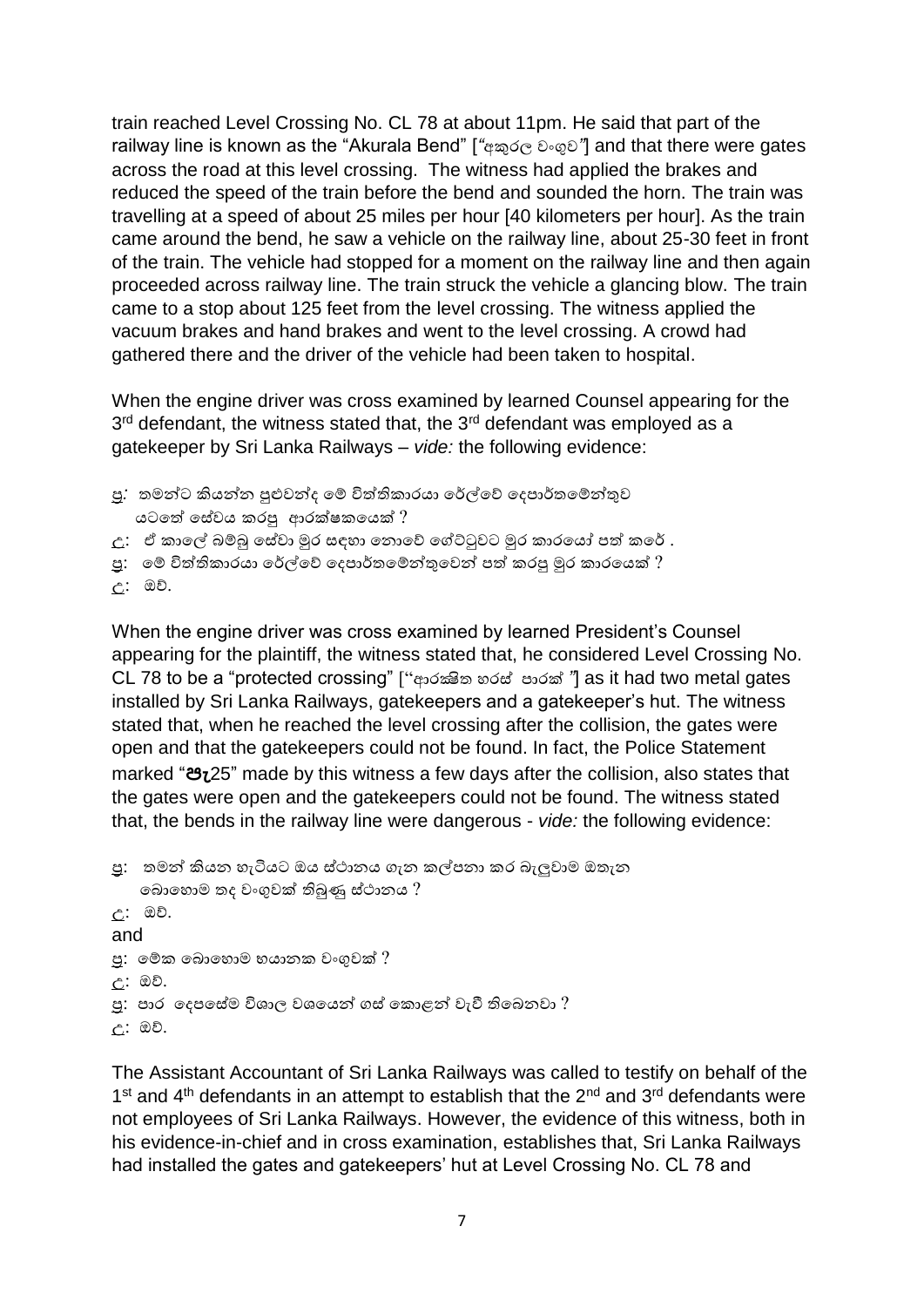train reached Level Crossing No. CL 78 at about 11pm. He said that part of the railway line is known as the "Akurala Bend" [*"අකුරල වංගුව"*] and that there were gates across the road at this level crossing. The witness had applied the brakes and reduced the speed of the train before the bend and sounded the horn. The train was travelling at a speed of about 25 miles per hour [40 kilometers per hour]. As the train came around the bend, he saw a vehicle on the railway line, about 25-30 feet in front of the train. The vehicle had stopped for a moment on the railway line and then again proceeded across railway line. The train struck the vehicle a glancing blow. The train came to a stop about 125 feet from the level crossing. The witness applied the vacuum brakes and hand brakes and went to the level crossing. A crowd had gathered there and the driver of the vehicle had been taken to hospital.

When the engine driver was cross examined by learned Counsel appearing for the 3rd defendant, the witness stated that, the 3rd defendant was employed as a gatekeeper by Sri Lanka Railways – *vide:* the following evidence:

ප්‍ර: තමන්ට කියන්න පුළුවන්ද මේ විත්තිකාරයා රේල්වේ දෙපාර්තමේන්තුව යටතේ සේවය කරපු ආරක්ෂකයෙක් ?
උ: ඒ කාලේ බම්බු සේවා මුර සඳහා නොවේ ගේට්ටුවට මුර කාරයෝ පත් කරේ .
ප්‍ර: මේ විත්තිකාරයා රේල්වේ දෙපාර්තමේන්තුවෙන් පත් කරපු මුර කාරයෙක් ?
උ: ඔව්.

When the engine driver was cross examined by learned President's Counsel appearing for the plaintiff, the witness stated that, he considered Level Crossing No. CL 78 to be a "protected crossing" [*"ආරක්ෂිත හරස් පාරක්"*] as it had two metal gates installed by Sri Lanka Railways, gatekeepers and a gatekeeper's hut. The witness stated that, when he reached the level crossing after the collision, the gates were open and that the gatekeepers could not be found. In fact, the Police Statement marked "**පැ**25" made by this witness a few days after the collision, also states that the gates were open and the gatekeepers could not be found. The witness stated that, the bends in the railway line were dangerous - *vide:* the following evidence:

ප්‍ර: තමන් කියන හැටියට ඔය ස්ථානය ගැන කල්පනා කර බැලුවාම ඔතැන බොහොම තද වංගුවක් තිබුණු ස්ථානය ?
උ: ඔව්.
and
ප්‍ර: මේක බොහොම භයානක වංගුවක් ?
උ: ඔව්.
ප්‍ර: පාර දෙපසේම විශාල වශයෙන් ගස් කොළන් වැවී තිබෙනවා ?
උ: ඔව්.

The Assistant Accountant of Sri Lanka Railways was called to testify on behalf of the 1st and 4th defendants in an attempt to establish that the 2nd and 3rd defendants were not employees of Sri Lanka Railways. However, the evidence of this witness, both in his evidence-in-chief and in cross examination, establishes that, Sri Lanka Railways had installed the gates and gatekeepers' hut at Level Crossing No. CL 78 and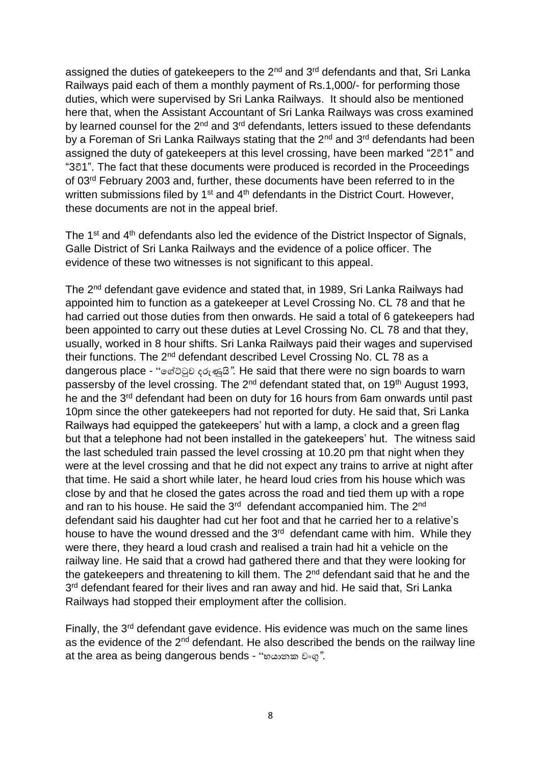assigned the duties of gatekeepers to the 2nd and 3rd defendants and that, Sri Lanka Railways paid each of them a monthly payment of Rs.1,000/- for performing those duties, which were supervised by Sri Lanka Railways. It should also be mentioned here that, when the Assistant Accountant of Sri Lanka Railways was cross examined by learned counsel for the 2nd and 3rd defendants, letters issued to these defendants by a Foreman of Sri Lanka Railways stating that the 2nd and 3rd defendants had been assigned the duty of gatekeepers at this level crossing, have been marked "2වි1" and "3වි1". The fact that these documents were produced is recorded in the Proceedings of 03rd February 2003 and, further, these documents have been referred to in the written submissions filed by 1st and 4th defendants in the District Court. However, these documents are not in the appeal brief.

The 1st and 4th defendants also led the evidence of the District Inspector of Signals, Galle District of Sri Lanka Railways and the evidence of a police officer. The evidence of these two witnesses is not significant to this appeal.

The 2nd defendant gave evidence and stated that, in 1989, Sri Lanka Railways had appointed him to function as a gatekeeper at Level Crossing No. CL 78 and that he had carried out those duties from then onwards. He said a total of 6 gatekeepers had been appointed to carry out these duties at Level Crossing No. CL 78 and that they, usually, worked in 8 hour shifts. Sri Lanka Railways paid their wages and supervised their functions. The 2nd defendant described Level Crossing No. CL 78 as a dangerous place - "ගේට්ටුව දරුණුයි*".* He said that there were no sign boards to warn passersby of the level crossing. The 2nd defendant stated that, on 19th August 1993, he and the 3rd defendant had been on duty for 16 hours from 6am onwards until past 10pm since the other gatekeepers had not reported for duty. He said that, Sri Lanka Railways had equipped the gatekeepers' hut with a lamp, a clock and a green flag but that a telephone had not been installed in the gatekeepers' hut. The witness said the last scheduled train passed the level crossing at 10.20 pm that night when they were at the level crossing and that he did not expect any trains to arrive at night after that time. He said a short while later, he heard loud cries from his house which was close by and that he closed the gates across the road and tied them up with a rope and ran to his house. He said the 3rd defendant accompanied him. The 2nd defendant said his daughter had cut her foot and that he carried her to a relative's house to have the wound dressed and the 3rd defendant came with him. While they were there, they heard a loud crash and realised a train had hit a vehicle on the railway line. He said that a crowd had gathered there and that they were looking for the gatekeepers and threatening to kill them. The 2nd defendant said that he and the 3rd defendant feared for their lives and ran away and hid. He said that, Sri Lanka Railways had stopped their employment after the collision.

Finally, the 3rd defendant gave evidence. His evidence was much on the same lines as the evidence of the 2nd defendant. He also described the bends on the railway line at the area as being dangerous bends - "භයානක වංගු*".*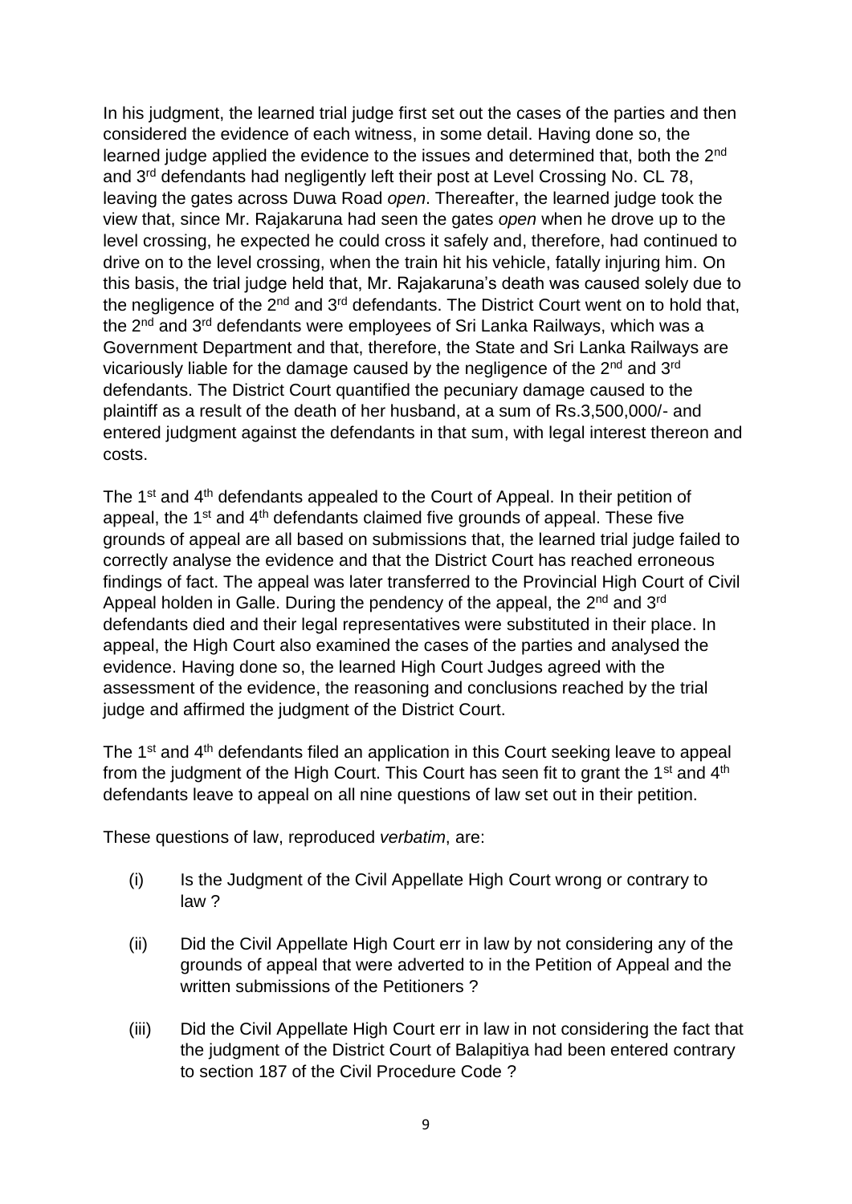In his judgment, the learned trial judge first set out the cases of the parties and then considered the evidence of each witness, in some detail. Having done so, the learned judge applied the evidence to the issues and determined that, both the 2nd and 3rd defendants had negligently left their post at Level Crossing No. CL 78, leaving the gates across Duwa Road *open*. Thereafter, the learned judge took the view that, since Mr. Rajakaruna had seen the gates *open* when he drove up to the level crossing, he expected he could cross it safely and, therefore, had continued to drive on to the level crossing, when the train hit his vehicle, fatally injuring him. On this basis, the trial judge held that, Mr. Rajakaruna's death was caused solely due to the negligence of the 2nd and 3rd defendants. The District Court went on to hold that, the 2nd and 3rd defendants were employees of Sri Lanka Railways, which was a Government Department and that, therefore, the State and Sri Lanka Railways are vicariously liable for the damage caused by the negligence of the 2nd and 3rd defendants. The District Court quantified the pecuniary damage caused to the plaintiff as a result of the death of her husband, at a sum of Rs.3,500,000/- and entered judgment against the defendants in that sum, with legal interest thereon and costs.

The 1st and 4th defendants appealed to the Court of Appeal. In their petition of appeal, the 1st and 4th defendants claimed five grounds of appeal. These five grounds of appeal are all based on submissions that, the learned trial judge failed to correctly analyse the evidence and that the District Court has reached erroneous findings of fact. The appeal was later transferred to the Provincial High Court of Civil Appeal holden in Galle. During the pendency of the appeal, the 2nd and 3rd defendants died and their legal representatives were substituted in their place. In appeal, the High Court also examined the cases of the parties and analysed the evidence. Having done so, the learned High Court Judges agreed with the assessment of the evidence, the reasoning and conclusions reached by the trial judge and affirmed the judgment of the District Court.

The 1st and 4th defendants filed an application in this Court seeking leave to appeal from the judgment of the High Court. This Court has seen fit to grant the 1st and 4th defendants leave to appeal on all nine questions of law set out in their petition.

These questions of law, reproduced *verbatim*, are:

(i) Is the Judgment of the Civil Appellate High Court wrong or contrary to law ?

(ii) Did the Civil Appellate High Court err in law by not considering any of the grounds of appeal that were adverted to in the Petition of Appeal and the written submissions of the Petitioners ?

(iii) Did the Civil Appellate High Court err in law in not considering the fact that the judgment of the District Court of Balapitiya had been entered contrary to section 187 of the Civil Procedure Code ?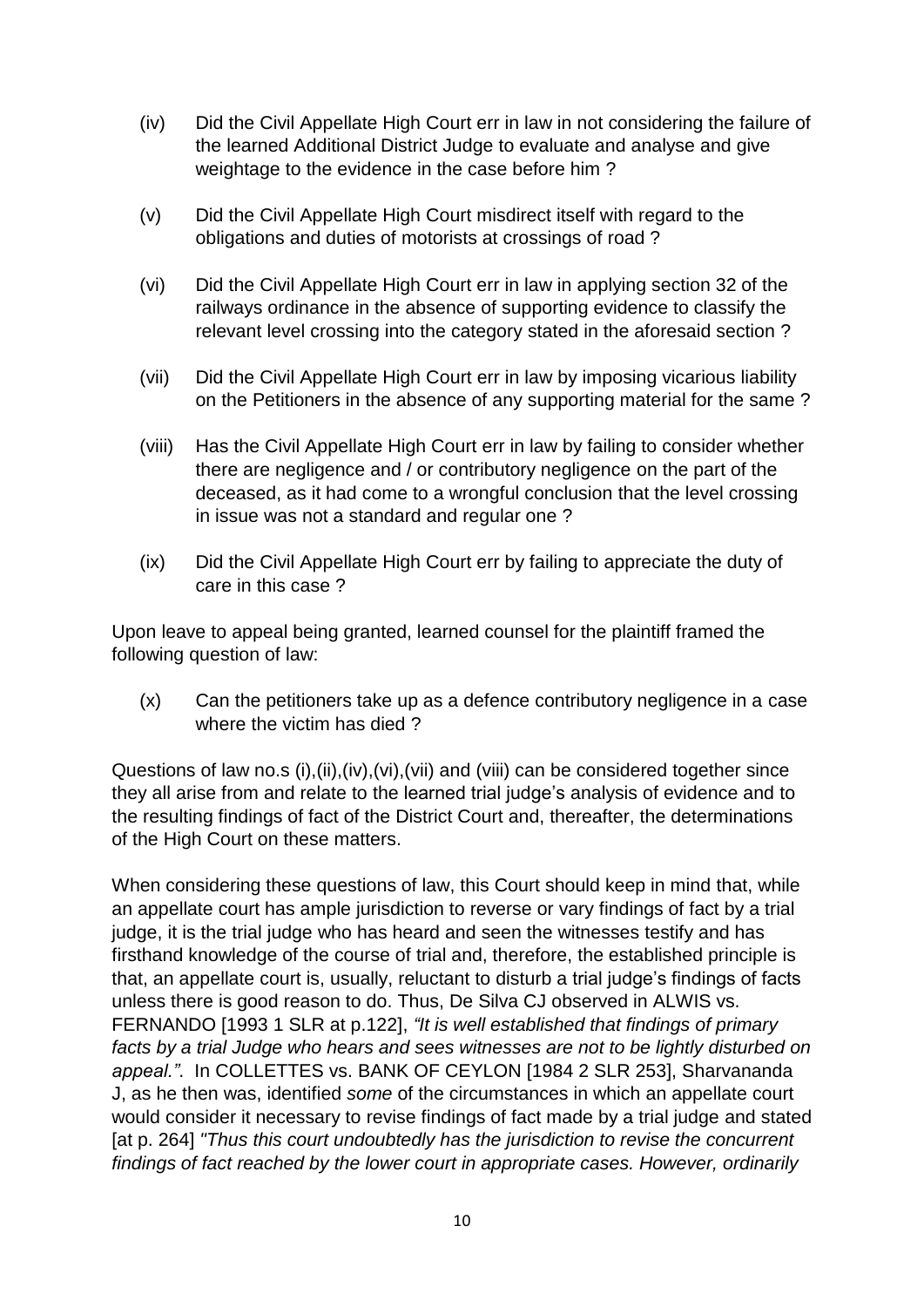(iv) Did the Civil Appellate High Court err in law in not considering the failure of the learned Additional District Judge to evaluate and analyse and give weightage to the evidence in the case before him ?

(v) Did the Civil Appellate High Court misdirect itself with regard to the obligations and duties of motorists at crossings of road ?

(vi) Did the Civil Appellate High Court err in law in applying section 32 of the railways ordinance in the absence of supporting evidence to classify the relevant level crossing into the category stated in the aforesaid section ?

(vii) Did the Civil Appellate High Court err in law by imposing vicarious liability on the Petitioners in the absence of any supporting material for the same ?

(viii) Has the Civil Appellate High Court err in law by failing to consider whether there are negligence and / or contributory negligence on the part of the deceased, as it had come to a wrongful conclusion that the level crossing in issue was not a standard and regular one ?

(ix) Did the Civil Appellate High Court err by failing to appreciate the duty of care in this case ?

Upon leave to appeal being granted, learned counsel for the plaintiff framed the following question of law:

(x) Can the petitioners take up as a defence contributory negligence in a case where the victim has died ?

Questions of law no.s (i),(ii),(iv),(vi),(vii) and (viii) can be considered together since they all arise from and relate to the learned trial judge's analysis of evidence and to the resulting findings of fact of the District Court and, thereafter, the determinations of the High Court on these matters.

When considering these questions of law, this Court should keep in mind that, while an appellate court has ample jurisdiction to reverse or vary findings of fact by a trial judge, it is the trial judge who has heard and seen the witnesses testify and has firsthand knowledge of the course of trial and, therefore, the established principle is that, an appellate court is, usually, reluctant to disturb a trial judge's findings of facts unless there is good reason to do. Thus, De Silva CJ observed in ALWIS vs. FERNANDO [1993 1 SLR at p.122], *"It is well established that findings of primary facts by a trial Judge who hears and sees witnesses are not to be lightly disturbed on appeal."*. In COLLETTES vs. BANK OF CEYLON [1984 2 SLR 253], Sharvananda J, as he then was, identified *some* of the circumstances in which an appellate court would consider it necessary to revise findings of fact made by a trial judge and stated [at p. 264] *"Thus this court undoubtedly has the jurisdiction to revise the concurrent findings of fact reached by the lower court in appropriate cases. However, ordinarily*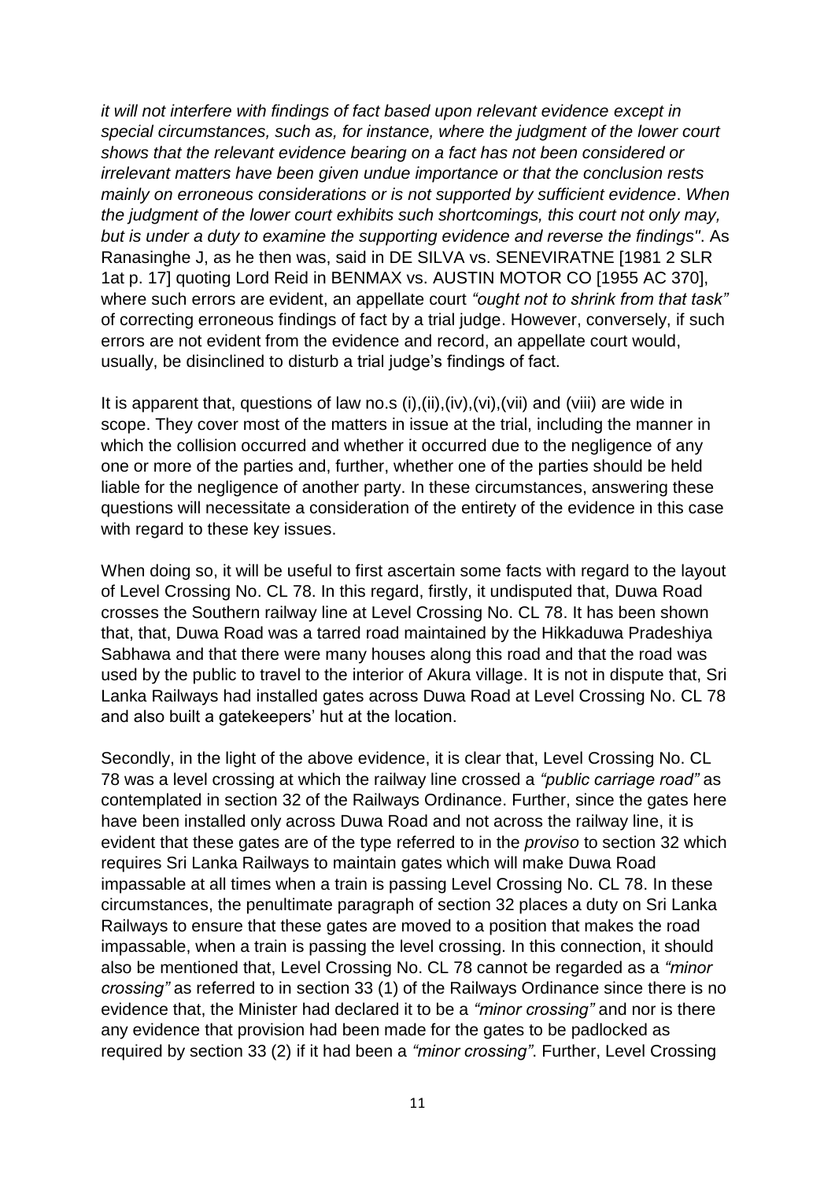*it will not interfere with findings of fact based upon relevant evidence except in special circumstances, such as, for instance, where the judgment of the lower court shows that the relevant evidence bearing on a fact has not been considered or irrelevant matters have been given undue importance or that the conclusion rests mainly on erroneous considerations or is not supported by sufficient evidence*. *When the judgment of the lower court exhibits such shortcomings, this court not only may, but is under a duty to examine the supporting evidence and reverse the findings"*. As Ranasinghe J, as he then was, said in DE SILVA vs. SENEVIRATNE [1981 2 SLR 1at p. 17] quoting Lord Reid in BENMAX vs. AUSTIN MOTOR CO [1955 AC 370], where such errors are evident, an appellate court *"ought not to shrink from that task"* of correcting erroneous findings of fact by a trial judge. However, conversely, if such errors are not evident from the evidence and record, an appellate court would, usually, be disinclined to disturb a trial judge's findings of fact.

It is apparent that, questions of law no.s (i),(ii),(iv),(vi),(vii) and (viii) are wide in scope. They cover most of the matters in issue at the trial, including the manner in which the collision occurred and whether it occurred due to the negligence of any one or more of the parties and, further, whether one of the parties should be held liable for the negligence of another party. In these circumstances, answering these questions will necessitate a consideration of the entirety of the evidence in this case with regard to these key issues.

When doing so, it will be useful to first ascertain some facts with regard to the layout of Level Crossing No. CL 78. In this regard, firstly, it undisputed that, Duwa Road crosses the Southern railway line at Level Crossing No. CL 78. It has been shown that, that, Duwa Road was a tarred road maintained by the Hikkaduwa Pradeshiya Sabhawa and that there were many houses along this road and that the road was used by the public to travel to the interior of Akura village. It is not in dispute that, Sri Lanka Railways had installed gates across Duwa Road at Level Crossing No. CL 78 and also built a gatekeepers' hut at the location.

Secondly, in the light of the above evidence, it is clear that, Level Crossing No. CL 78 was a level crossing at which the railway line crossed a *"public carriage road"* as contemplated in section 32 of the Railways Ordinance. Further, since the gates here have been installed only across Duwa Road and not across the railway line, it is evident that these gates are of the type referred to in the *proviso* to section 32 which requires Sri Lanka Railways to maintain gates which will make Duwa Road impassable at all times when a train is passing Level Crossing No. CL 78. In these circumstances, the penultimate paragraph of section 32 places a duty on Sri Lanka Railways to ensure that these gates are moved to a position that makes the road impassable, when a train is passing the level crossing. In this connection, it should also be mentioned that, Level Crossing No. CL 78 cannot be regarded as a *"minor crossing"* as referred to in section 33 (1) of the Railways Ordinance since there is no evidence that, the Minister had declared it to be a *"minor crossing"* and nor is there any evidence that provision had been made for the gates to be padlocked as required by section 33 (2) if it had been a *"minor crossing"*. Further, Level Crossing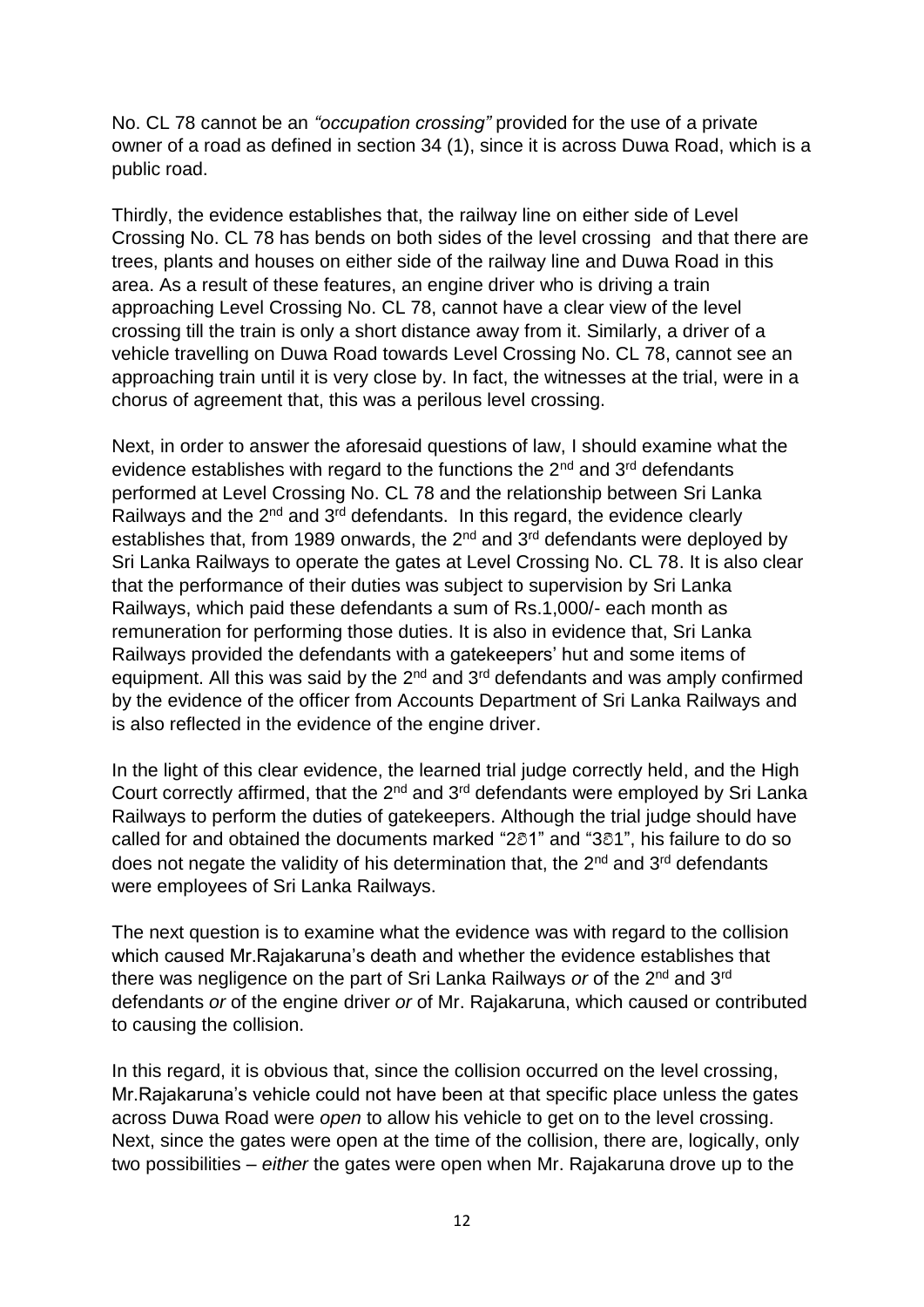No. CL 78 cannot be an *"occupation crossing"* provided for the use of a private owner of a road as defined in section 34 (1), since it is across Duwa Road, which is a public road.

Thirdly, the evidence establishes that, the railway line on either side of Level Crossing No. CL 78 has bends on both sides of the level crossing and that there are trees, plants and houses on either side of the railway line and Duwa Road in this area. As a result of these features, an engine driver who is driving a train approaching Level Crossing No. CL 78, cannot have a clear view of the level crossing till the train is only a short distance away from it. Similarly, a driver of a vehicle travelling on Duwa Road towards Level Crossing No. CL 78, cannot see an approaching train until it is very close by. In fact, the witnesses at the trial, were in a chorus of agreement that, this was a perilous level crossing.

Next, in order to answer the aforesaid questions of law, I should examine what the evidence establishes with regard to the functions the 2nd and 3rd defendants performed at Level Crossing No. CL 78 and the relationship between Sri Lanka Railways and the 2nd and 3rd defendants. In this regard, the evidence clearly establishes that, from 1989 onwards, the 2nd and 3rd defendants were deployed by Sri Lanka Railways to operate the gates at Level Crossing No. CL 78. It is also clear that the performance of their duties was subject to supervision by Sri Lanka Railways, which paid these defendants a sum of Rs.1,000/- each month as remuneration for performing those duties. It is also in evidence that, Sri Lanka Railways provided the defendants with a gatekeepers' hut and some items of equipment. All this was said by the 2nd and 3rd defendants and was amply confirmed by the evidence of the officer from Accounts Department of Sri Lanka Railways and is also reflected in the evidence of the engine driver.

In the light of this clear evidence, the learned trial judge correctly held, and the High Court correctly affirmed, that the 2nd and 3rd defendants were employed by Sri Lanka Railways to perform the duties of gatekeepers. Although the trial judge should have called for and obtained the documents marked "2වි1" and "3වි1", his failure to do so does not negate the validity of his determination that, the 2nd and 3rd defendants were employees of Sri Lanka Railways.

The next question is to examine what the evidence was with regard to the collision which caused Mr.Rajakaruna's death and whether the evidence establishes that there was negligence on the part of Sri Lanka Railways *or* of the 2nd and 3rd defendants *or* of the engine driver *or* of Mr. Rajakaruna, which caused or contributed to causing the collision.

In this regard, it is obvious that, since the collision occurred on the level crossing, Mr.Rajakaruna's vehicle could not have been at that specific place unless the gates across Duwa Road were *open* to allow his vehicle to get on to the level crossing. Next, since the gates were open at the time of the collision, there are, logically, only two possibilities – *either* the gates were open when Mr. Rajakaruna drove up to the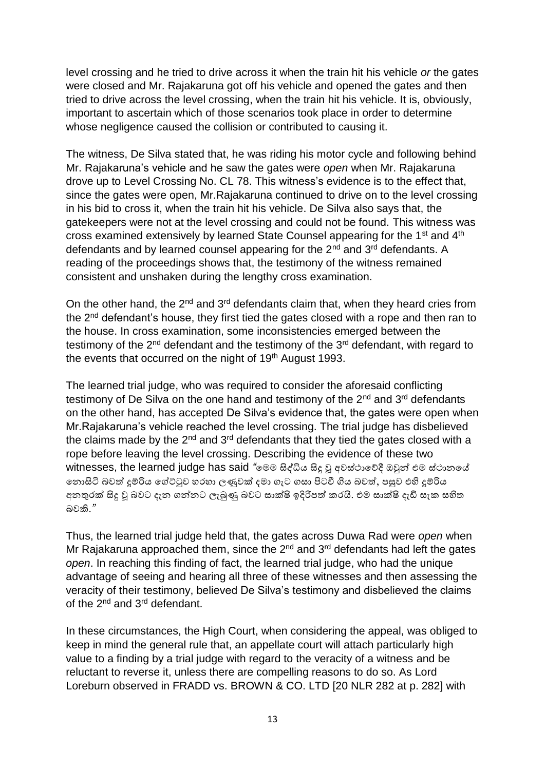level crossing and he tried to drive across it when the train hit his vehicle *or* the gates were closed and Mr. Rajakaruna got off his vehicle and opened the gates and then tried to drive across the level crossing, when the train hit his vehicle. It is, obviously, important to ascertain which of those scenarios took place in order to determine whose negligence caused the collision or contributed to causing it.

The witness, De Silva stated that, he was riding his motor cycle and following behind Mr. Rajakaruna's vehicle and he saw the gates were *open* when Mr. Rajakaruna drove up to Level Crossing No. CL 78. This witness's evidence is to the effect that, since the gates were open, Mr.Rajakaruna continued to drive on to the level crossing in his bid to cross it, when the train hit his vehicle. De Silva also says that, the gatekeepers were not at the level crossing and could not be found. This witness was cross examined extensively by learned State Counsel appearing for the 1st and 4th defendants and by learned counsel appearing for the 2nd and 3rd defendants. A reading of the proceedings shows that, the testimony of the witness remained consistent and unshaken during the lengthy cross examination.

On the other hand, the 2nd and 3rd defendants claim that, when they heard cries from the 2nd defendant's house, they first tied the gates closed with a rope and then ran to the house. In cross examination, some inconsistencies emerged between the testimony of the 2nd defendant and the testimony of the 3rd defendant, with regard to the events that occurred on the night of 19th August 1993.

The learned trial judge, who was required to consider the aforesaid conflicting testimony of De Silva on the one hand and testimony of the 2nd and 3rd defendants on the other hand, has accepted De Silva's evidence that, the gates were open when Mr.Rajakaruna's vehicle reached the level crossing. The trial judge has disbelieved the claims made by the 2nd and 3rd defendants that they tied the gates closed with a rope before leaving the level crossing. Describing the evidence of these two witnesses, the learned judge has said *"මෙම සිද්ධිය සිදු වූ අවස්ථාවේදී ඔවුන් එම ස්ථානයේ නොසිටි බවත් දුම්රිය ගේට්ටුව හරහා ලණුවක් දමා ගැට ගසා පිටවී ගිය බවත්, පසුව එහි දුම්රිය අනතුරක් සිදු වූ බවට දැන ගන්නට ලැබුණු බවට සාක්ෂි ඉදිරිපත් කරයි. එම සාක්ෂි දැඩි සැක සහිත බවකි."*

Thus, the learned trial judge held that, the gates across Duwa Rad were *open* when Mr Rajakaruna approached them, since the 2nd and 3rd defendants had left the gates *open*. In reaching this finding of fact, the learned trial judge, who had the unique advantage of seeing and hearing all three of these witnesses and then assessing the veracity of their testimony, believed De Silva's testimony and disbelieved the claims of the 2nd and 3rd defendant.

In these circumstances, the High Court, when considering the appeal, was obliged to keep in mind the general rule that, an appellate court will attach particularly high value to a finding by a trial judge with regard to the veracity of a witness and be reluctant to reverse it, unless there are compelling reasons to do so. As Lord Loreburn observed in FRADD vs. BROWN & CO. LTD [20 NLR 282 at p. 282] with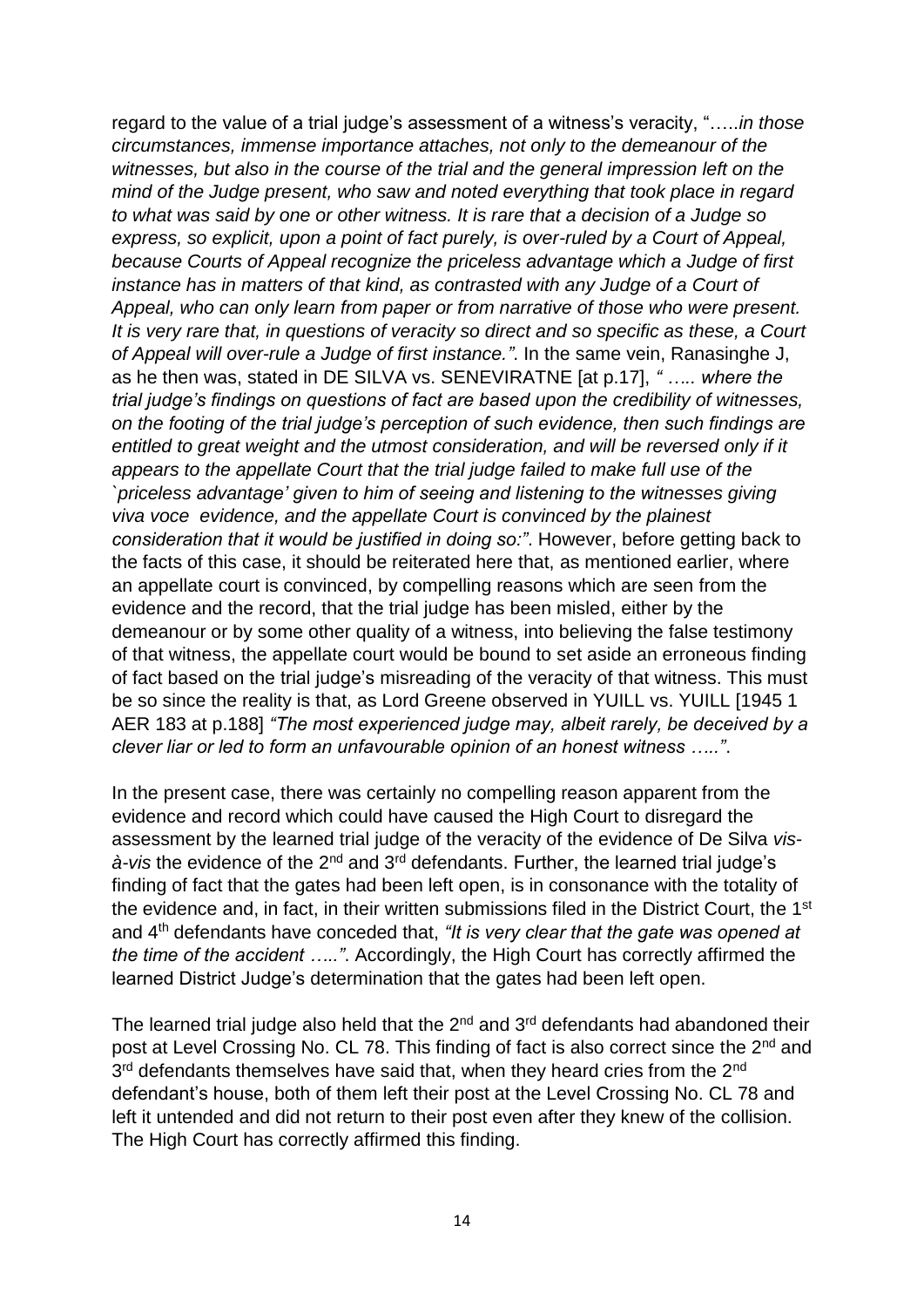regard to the value of a trial judge's assessment of a witness's veracity, "…..*in those circumstances, immense importance attaches, not only to the demeanour of the witnesses, but also in the course of the trial and the general impression left on the mind of the Judge present, who saw and noted everything that took place in regard to what was said by one or other witness. It is rare that a decision of a Judge so express, so explicit, upon a point of fact purely, is over-ruled by a Court of Appeal, because Courts of Appeal recognize the priceless advantage which a Judge of first instance has in matters of that kind, as contrasted with any Judge of a Court of Appeal, who can only learn from paper or from narrative of those who were present. It is very rare that, in questions of veracity so direct and so specific as these, a Court of Appeal will over-rule a Judge of first instance."*. In the same vein, Ranasinghe J, as he then was, stated in DE SILVA vs. SENEVIRATNE [at p.17], *" ….. where the trial judge's findings on questions of fact are based upon the credibility of witnesses, on the footing of the trial judge's perception of such evidence, then such findings are entitled to great weight and the utmost consideration, and will be reversed only if it appears to the appellate Court that the trial judge failed to make full use of the `priceless advantage' given to him of seeing and listening to the witnesses giving viva voce evidence, and the appellate Court is convinced by the plainest consideration that it would be justified in doing so:"*. However, before getting back to the facts of this case, it should be reiterated here that, as mentioned earlier, where an appellate court is convinced, by compelling reasons which are seen from the evidence and the record, that the trial judge has been misled, either by the demeanour or by some other quality of a witness, into believing the false testimony of that witness, the appellate court would be bound to set aside an erroneous finding of fact based on the trial judge's misreading of the veracity of that witness. This must be so since the reality is that, as Lord Greene observed in YUILL vs. YUILL [1945 1 AER 183 at p.188] *"The most experienced judge may, albeit rarely, be deceived by a clever liar or led to form an unfavourable opinion of an honest witness ….."*.

In the present case, there was certainly no compelling reason apparent from the evidence and record which could have caused the High Court to disregard the assessment by the learned trial judge of the veracity of the evidence of De Silva *vis-à-vis* the evidence of the 2nd and 3rd defendants. Further, the learned trial judge's finding of fact that the gates had been left open, is in consonance with the totality of the evidence and, in fact, in their written submissions filed in the District Court, the 1st and 4th defendants have conceded that, *"It is very clear that the gate was opened at the time of the accident ….."*. Accordingly, the High Court has correctly affirmed the learned District Judge's determination that the gates had been left open.

The learned trial judge also held that the 2nd and 3rd defendants had abandoned their post at Level Crossing No. CL 78. This finding of fact is also correct since the 2nd and 3rd defendants themselves have said that, when they heard cries from the 2nd defendant's house, both of them left their post at the Level Crossing No. CL 78 and left it untended and did not return to their post even after they knew of the collision. The High Court has correctly affirmed this finding.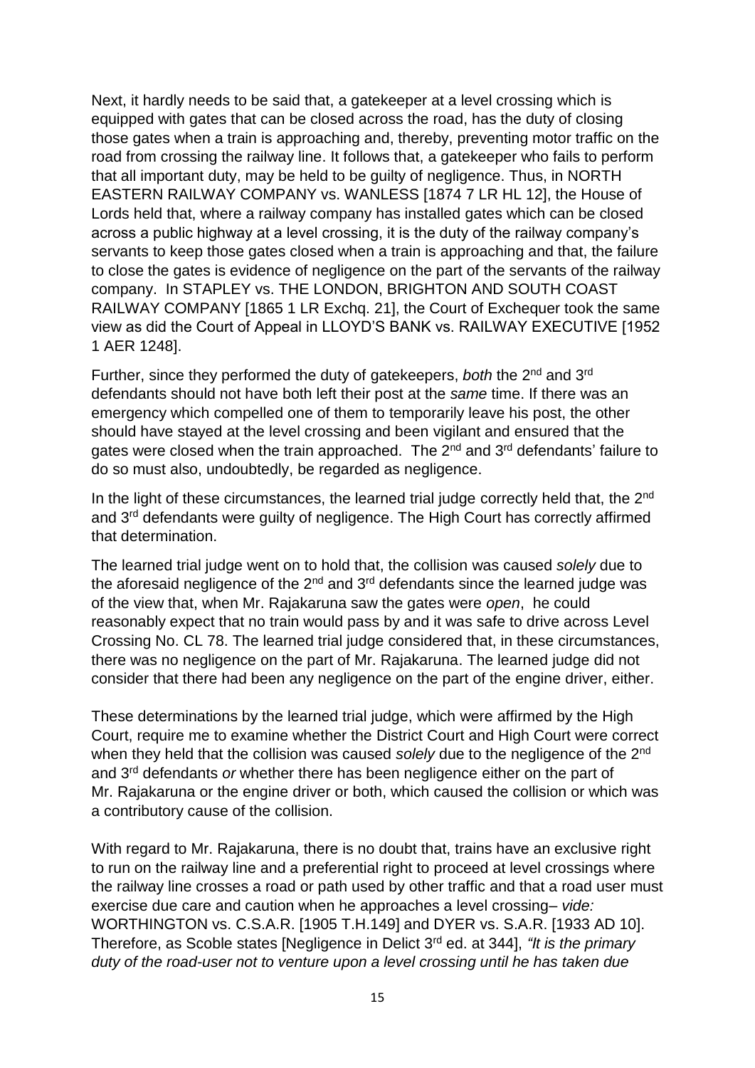Next, it hardly needs to be said that, a gatekeeper at a level crossing which is equipped with gates that can be closed across the road, has the duty of closing those gates when a train is approaching and, thereby, preventing motor traffic on the road from crossing the railway line. It follows that, a gatekeeper who fails to perform that all important duty, may be held to be guilty of negligence. Thus, in NORTH EASTERN RAILWAY COMPANY vs. WANLESS [1874 7 LR HL 12], the House of Lords held that, where a railway company has installed gates which can be closed across a public highway at a level crossing, it is the duty of the railway company's servants to keep those gates closed when a train is approaching and that, the failure to close the gates is evidence of negligence on the part of the servants of the railway company. In STAPLEY vs. THE LONDON, BRIGHTON AND SOUTH COAST RAILWAY COMPANY [1865 1 LR Exchq. 21], the Court of Exchequer took the same view as did the Court of Appeal in LLOYD'S BANK vs. RAILWAY EXECUTIVE [1952 1 AER 1248].

Further, since they performed the duty of gatekeepers, *both* the 2nd and 3rd defendants should not have both left their post at the *same* time. If there was an emergency which compelled one of them to temporarily leave his post, the other should have stayed at the level crossing and been vigilant and ensured that the gates were closed when the train approached. The 2nd and 3rd defendants' failure to do so must also, undoubtedly, be regarded as negligence.

In the light of these circumstances, the learned trial judge correctly held that, the 2nd and 3rd defendants were guilty of negligence. The High Court has correctly affirmed that determination.

The learned trial judge went on to hold that, the collision was caused *solely* due to the aforesaid negligence of the 2nd and 3rd defendants since the learned judge was of the view that, when Mr. Rajakaruna saw the gates were *open*, he could reasonably expect that no train would pass by and it was safe to drive across Level Crossing No. CL 78. The learned trial judge considered that, in these circumstances, there was no negligence on the part of Mr. Rajakaruna. The learned judge did not consider that there had been any negligence on the part of the engine driver, either.

These determinations by the learned trial judge, which were affirmed by the High Court, require me to examine whether the District Court and High Court were correct when they held that the collision was caused *solely* due to the negligence of the 2nd and 3rd defendants *or* whether there has been negligence either on the part of Mr. Rajakaruna or the engine driver or both, which caused the collision or which was a contributory cause of the collision.

With regard to Mr. Rajakaruna, there is no doubt that, trains have an exclusive right to run on the railway line and a preferential right to proceed at level crossings where the railway line crosses a road or path used by other traffic and that a road user must exercise due care and caution when he approaches a level crossing– *vide:* WORTHINGTON vs. C.S.A.R. [1905 T.H.149] and DYER vs. S.A.R. [1933 AD 10]. Therefore, as Scoble states [Negligence in Delict 3rd ed. at 344], *"It is the primary duty of the road-user not to venture upon a level crossing until he has taken due*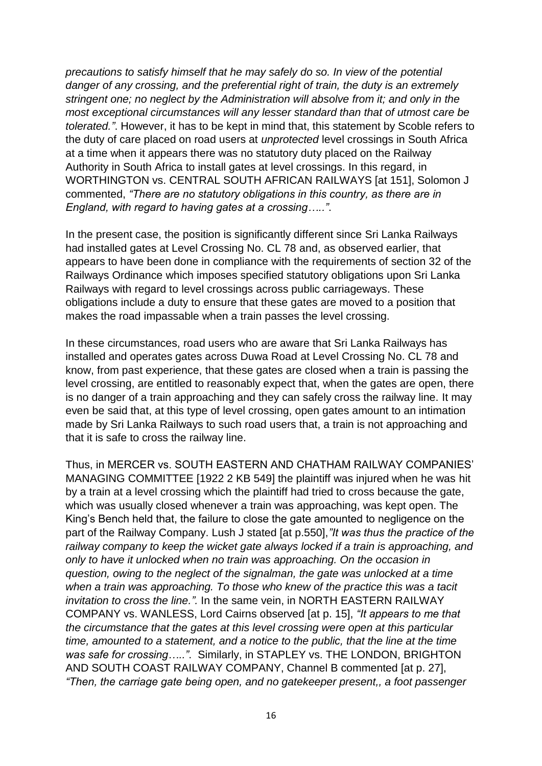*precautions to satisfy himself that he may safely do so. In view of the potential danger of any crossing, and the preferential right of train, the duty is an extremely stringent one; no neglect by the Administration will absolve from it; and only in the most exceptional circumstances will any lesser standard than that of utmost care be tolerated.”*. However, it has to be kept in mind that, this statement by Scoble refers to the duty of care placed on road users at *unprotected* level crossings in South Africa at a time when it appears there was no statutory duty placed on the Railway Authority in South Africa to install gates at level crossings. In this regard, in WORTHINGTON vs. CENTRAL SOUTH AFRICAN RAILWAYS [at 151], Solomon J commented, *“There are no statutory obligations in this country, as there are in England, with regard to having gates at a crossing…..”*.

In the present case, the position is significantly different since Sri Lanka Railways had installed gates at Level Crossing No. CL 78 and, as observed earlier, that appears to have been done in compliance with the requirements of section 32 of the Railways Ordinance which imposes specified statutory obligations upon Sri Lanka Railways with regard to level crossings across public carriageways. These obligations include a duty to ensure that these gates are moved to a position that makes the road impassable when a train passes the level crossing.

In these circumstances, road users who are aware that Sri Lanka Railways has installed and operates gates across Duwa Road at Level Crossing No. CL 78 and know, from past experience, that these gates are closed when a train is passing the level crossing, are entitled to reasonably expect that, when the gates are open, there is no danger of a train approaching and they can safely cross the railway line. It may even be said that, at this type of level crossing, open gates amount to an intimation made by Sri Lanka Railways to such road users that, a train is not approaching and that it is safe to cross the railway line.

Thus, in MERCER vs. SOUTH EASTERN AND CHATHAM RAILWAY COMPANIES' MANAGING COMMITTEE [1922 2 KB 549] the plaintiff was injured when he was hit by a train at a level crossing which the plaintiff had tried to cross because the gate, which was usually closed whenever a train was approaching, was kept open. The King's Bench held that, the failure to close the gate amounted to negligence on the part of the Railway Company. Lush J stated [at p.550],*”It was thus the practice of the railway company to keep the wicket gate always locked if a train is approaching, and only to have it unlocked when no train was approaching. On the occasion in question, owing to the neglect of the signalman, the gate was unlocked at a time when a train was approaching. To those who knew of the practice this was a tacit invitation to cross the line.”.* In the same vein, in NORTH EASTERN RAILWAY COMPANY vs. WANLESS, Lord Cairns observed [at p. 15], *“It appears to me that the circumstance that the gates at this level crossing were open at this particular time, amounted to a statement, and a notice to the public, that the line at the time was safe for crossing…..”*. Similarly, in STAPLEY vs. THE LONDON, BRIGHTON AND SOUTH COAST RAILWAY COMPANY, Channel B commented [at p. 27], *“Then, the carriage gate being open, and no gatekeeper present,, a foot passenger*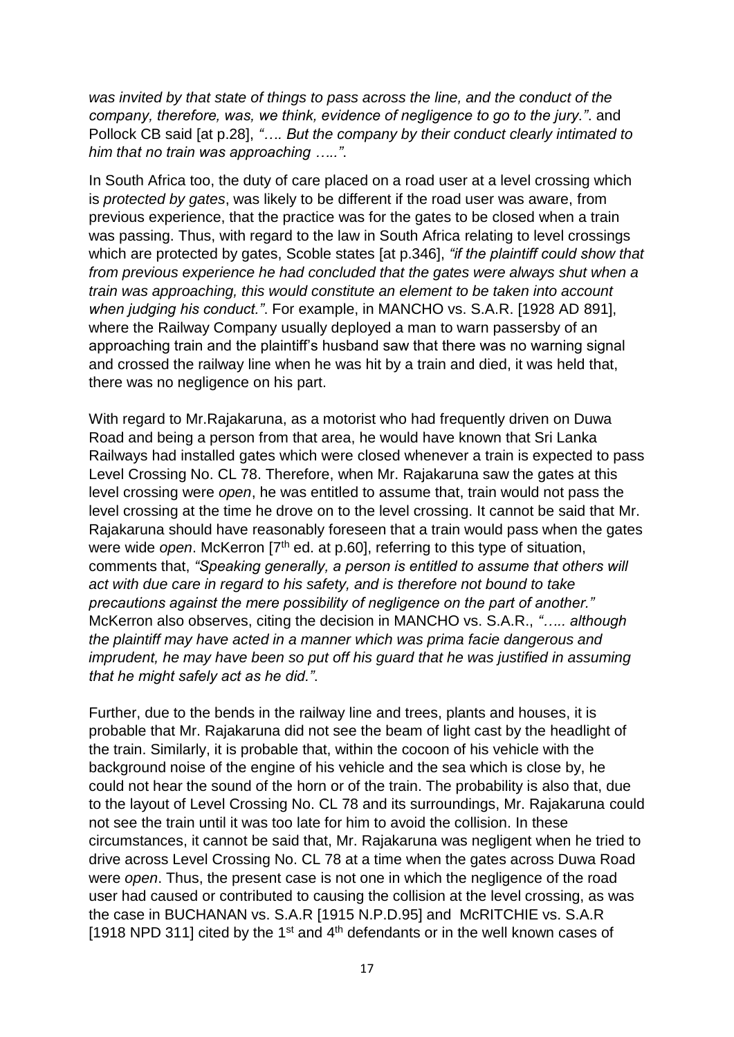*was invited by that state of things to pass across the line, and the conduct of the company, therefore, was, we think, evidence of negligence to go to the jury.".* and Pollock CB said [at p.28], *"…. But the company by their conduct clearly intimated to him that no train was approaching …..".*

In South Africa too, the duty of care placed on a road user at a level crossing which is *protected by gates*, was likely to be different if the road user was aware, from previous experience, that the practice was for the gates to be closed when a train was passing. Thus, with regard to the law in South Africa relating to level crossings which are protected by gates, Scoble states [at p.346], *"if the plaintiff could show that from previous experience he had concluded that the gates were always shut when a train was approaching, this would constitute an element to be taken into account when judging his conduct."*. For example, in MANCHO vs. S.A.R. [1928 AD 891], where the Railway Company usually deployed a man to warn passersby of an approaching train and the plaintiff's husband saw that there was no warning signal and crossed the railway line when he was hit by a train and died, it was held that, there was no negligence on his part.

With regard to Mr.Rajakaruna, as a motorist who had frequently driven on Duwa Road and being a person from that area, he would have known that Sri Lanka Railways had installed gates which were closed whenever a train is expected to pass Level Crossing No. CL 78. Therefore, when Mr. Rajakaruna saw the gates at this level crossing were *open*, he was entitled to assume that, train would not pass the level crossing at the time he drove on to the level crossing. It cannot be said that Mr. Rajakaruna should have reasonably foreseen that a train would pass when the gates were wide *open*. McKerron [7th ed. at p.60], referring to this type of situation, comments that, *"Speaking generally, a person is entitled to assume that others will act with due care in regard to his safety, and is therefore not bound to take precautions against the mere possibility of negligence on the part of another."* McKerron also observes, citing the decision in MANCHO vs. S.A.R., *"….. although the plaintiff may have acted in a manner which was prima facie dangerous and imprudent, he may have been so put off his guard that he was justified in assuming that he might safely act as he did.".*

Further, due to the bends in the railway line and trees, plants and houses, it is probable that Mr. Rajakaruna did not see the beam of light cast by the headlight of the train. Similarly, it is probable that, within the cocoon of his vehicle with the background noise of the engine of his vehicle and the sea which is close by, he could not hear the sound of the horn or of the train. The probability is also that, due to the layout of Level Crossing No. CL 78 and its surroundings, Mr. Rajakaruna could not see the train until it was too late for him to avoid the collision. In these circumstances, it cannot be said that, Mr. Rajakaruna was negligent when he tried to drive across Level Crossing No. CL 78 at a time when the gates across Duwa Road were *open*. Thus, the present case is not one in which the negligence of the road user had caused or contributed to causing the collision at the level crossing, as was the case in BUCHANAN vs. S.A.R [1915 N.P.D.95] and McRITCHIE vs. S.A.R [1918 NPD 311] cited by the 1st and 4th defendants or in the well known cases of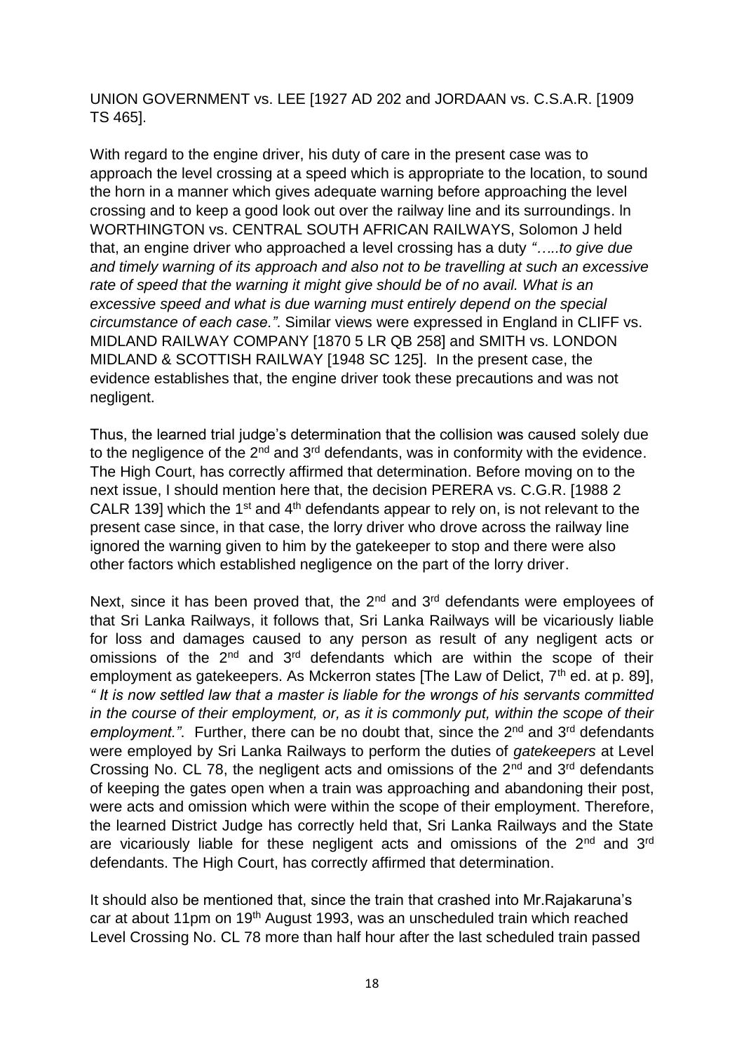UNION GOVERNMENT vs. LEE [1927 AD 202 and JORDAAN vs. C.S.A.R. [1909 TS 465].

With regard to the engine driver, his duty of care in the present case was to approach the level crossing at a speed which is appropriate to the location, to sound the horn in a manner which gives adequate warning before approaching the level crossing and to keep a good look out over the railway line and its surroundings. In WORTHINGTON vs. CENTRAL SOUTH AFRICAN RAILWAYS, Solomon J held that, an engine driver who approached a level crossing has a duty *".....to give due and timely warning of its approach and also not to be travelling at such an excessive rate of speed that the warning it might give should be of no avail. What is an excessive speed and what is due warning must entirely depend on the special circumstance of each case."*. Similar views were expressed in England in CLIFF vs. MIDLAND RAILWAY COMPANY [1870 5 LR QB 258] and SMITH vs. LONDON MIDLAND & SCOTTISH RAILWAY [1948 SC 125]. In the present case, the evidence establishes that, the engine driver took these precautions and was not negligent.

Thus, the learned trial judge's determination that the collision was caused solely due to the negligence of the 2nd and 3rd defendants, was in conformity with the evidence. The High Court, has correctly affirmed that determination. Before moving on to the next issue, I should mention here that, the decision PERERA vs. C.G.R. [1988 2 CALR 139] which the 1st and 4th defendants appear to rely on, is not relevant to the present case since, in that case, the lorry driver who drove across the railway line ignored the warning given to him by the gatekeeper to stop and there were also other factors which established negligence on the part of the lorry driver.

Next, since it has been proved that, the 2nd and 3rd defendants were employees of that Sri Lanka Railways, it follows that, Sri Lanka Railways will be vicariously liable for loss and damages caused to any person as result of any negligent acts or omissions of the 2nd and 3rd defendants which are within the scope of their employment as gatekeepers. As Mckerron states [The Law of Delict, 7th ed. at p. 89], *" It is now settled law that a master is liable for the wrongs of his servants committed in the course of their employment, or, as it is commonly put, within the scope of their employment."*. Further, there can be no doubt that, since the 2nd and 3rd defendants were employed by Sri Lanka Railways to perform the duties of *gatekeepers* at Level Crossing No. CL 78, the negligent acts and omissions of the 2nd and 3rd defendants of keeping the gates open when a train was approaching and abandoning their post, were acts and omission which were within the scope of their employment. Therefore, the learned District Judge has correctly held that, Sri Lanka Railways and the State are vicariously liable for these negligent acts and omissions of the 2nd and 3rd defendants. The High Court, has correctly affirmed that determination.

It should also be mentioned that, since the train that crashed into Mr.Rajakaruna's car at about 11pm on 19th August 1993, was an unscheduled train which reached Level Crossing No. CL 78 more than half hour after the last scheduled train passed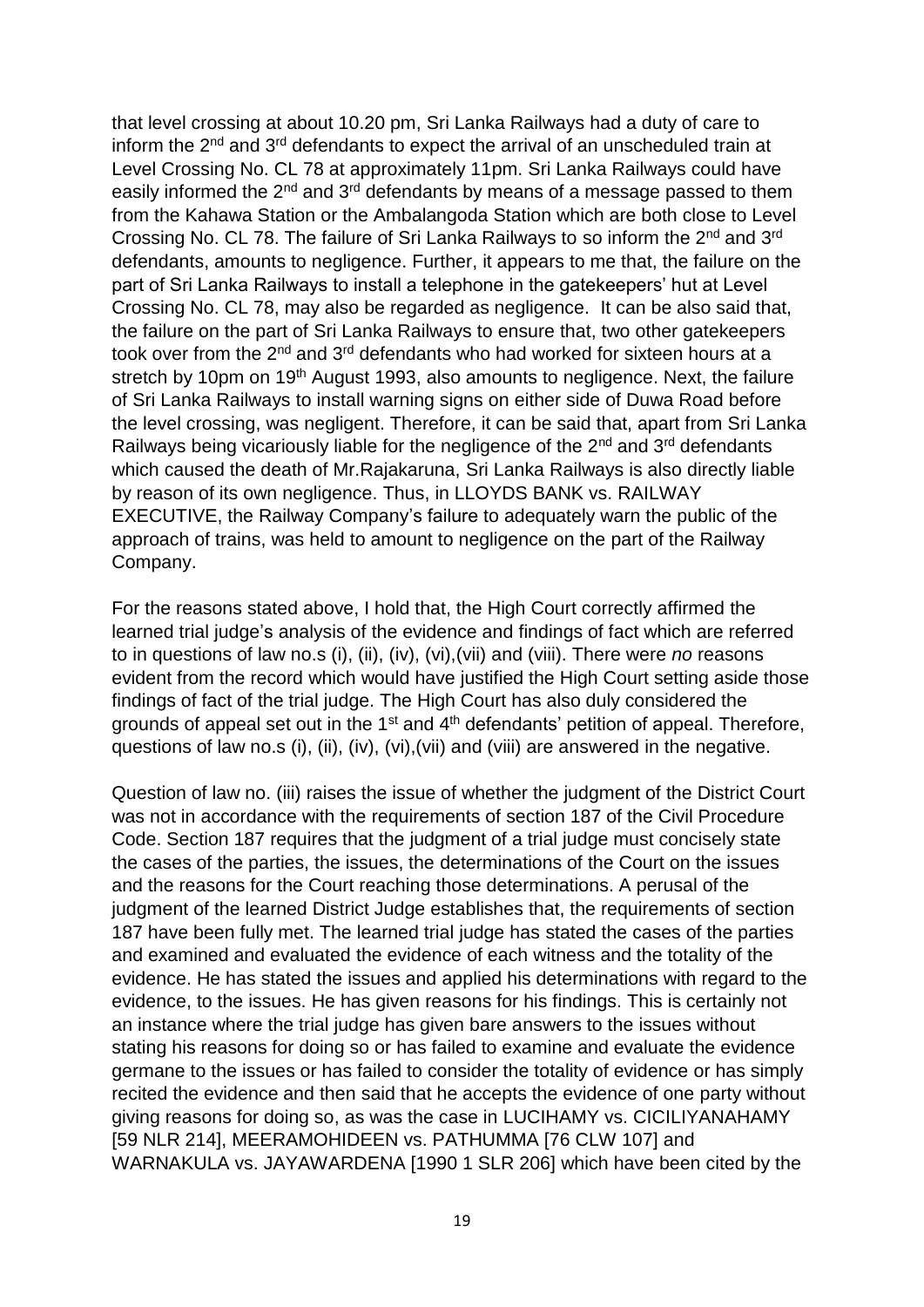that level crossing at about 10.20 pm, Sri Lanka Railways had a duty of care to inform the 2nd and 3rd defendants to expect the arrival of an unscheduled train at Level Crossing No. CL 78 at approximately 11pm. Sri Lanka Railways could have easily informed the 2nd and 3rd defendants by means of a message passed to them from the Kahawa Station or the Ambalangoda Station which are both close to Level Crossing No. CL 78. The failure of Sri Lanka Railways to so inform the 2nd and 3rd defendants, amounts to negligence. Further, it appears to me that, the failure on the part of Sri Lanka Railways to install a telephone in the gatekeepers' hut at Level Crossing No. CL 78, may also be regarded as negligence. It can be also said that, the failure on the part of Sri Lanka Railways to ensure that, two other gatekeepers took over from the 2nd and 3rd defendants who had worked for sixteen hours at a stretch by 10pm on 19th August 1993, also amounts to negligence. Next, the failure of Sri Lanka Railways to install warning signs on either side of Duwa Road before the level crossing, was negligent. Therefore, it can be said that, apart from Sri Lanka Railways being vicariously liable for the negligence of the 2nd and 3rd defendants which caused the death of Mr.Rajakaruna, Sri Lanka Railways is also directly liable by reason of its own negligence. Thus, in LLOYDS BANK vs. RAILWAY EXECUTIVE, the Railway Company's failure to adequately warn the public of the approach of trains, was held to amount to negligence on the part of the Railway Company.

For the reasons stated above, I hold that, the High Court correctly affirmed the learned trial judge's analysis of the evidence and findings of fact which are referred to in questions of law no.s (i), (ii), (iv), (vi),(vii) and (viii). There were *no* reasons evident from the record which would have justified the High Court setting aside those findings of fact of the trial judge. The High Court has also duly considered the grounds of appeal set out in the 1st and 4th defendants' petition of appeal. Therefore, questions of law no.s (i), (ii), (iv), (vi),(vii) and (viii) are answered in the negative.

Question of law no. (iii) raises the issue of whether the judgment of the District Court was not in accordance with the requirements of section 187 of the Civil Procedure Code. Section 187 requires that the judgment of a trial judge must concisely state the cases of the parties, the issues, the determinations of the Court on the issues and the reasons for the Court reaching those determinations. A perusal of the judgment of the learned District Judge establishes that, the requirements of section 187 have been fully met. The learned trial judge has stated the cases of the parties and examined and evaluated the evidence of each witness and the totality of the evidence. He has stated the issues and applied his determinations with regard to the evidence, to the issues. He has given reasons for his findings. This is certainly not an instance where the trial judge has given bare answers to the issues without stating his reasons for doing so or has failed to examine and evaluate the evidence germane to the issues or has failed to consider the totality of evidence or has simply recited the evidence and then said that he accepts the evidence of one party without giving reasons for doing so, as was the case in LUCIHAMY vs. CICILIYANAHAMY [59 NLR 214], MEERAMOHIDEEN vs. PATHUMMA [76 CLW 107] and WARNAKULA vs. JAYAWARDENA [1990 1 SLR 206] which have been cited by the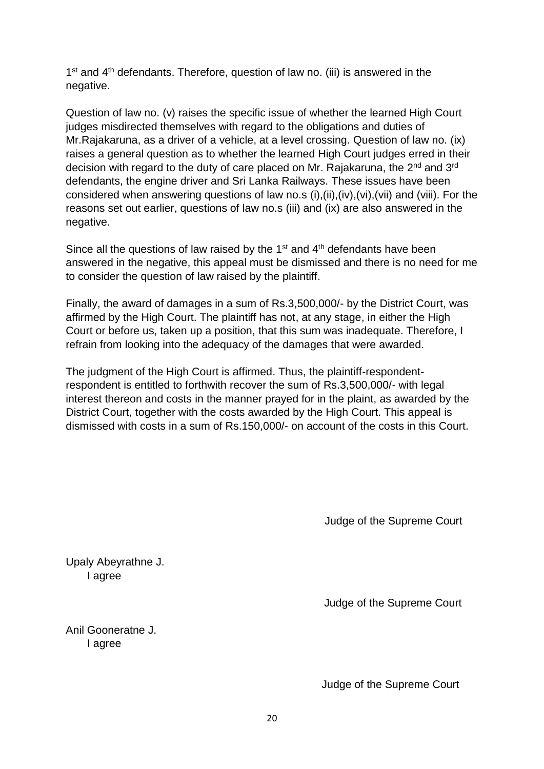1st and 4th defendants. Therefore, question of law no. (iii) is answered in the negative.

Question of law no. (v) raises the specific issue of whether the learned High Court judges misdirected themselves with regard to the obligations and duties of Mr.Rajakaruna, as a driver of a vehicle, at a level crossing. Question of law no. (ix) raises a general question as to whether the learned High Court judges erred in their decision with regard to the duty of care placed on Mr. Rajakaruna, the 2nd and 3rd defendants, the engine driver and Sri Lanka Railways. These issues have been considered when answering questions of law no.s (i),(ii),(iv),(vi),(vii) and (viii). For the reasons set out earlier, questions of law no.s (iii) and (ix) are also answered in the negative.

Since all the questions of law raised by the 1st and 4th defendants have been answered in the negative, this appeal must be dismissed and there is no need for me to consider the question of law raised by the plaintiff.

Finally, the award of damages in a sum of Rs.3,500,000/- by the District Court, was affirmed by the High Court. The plaintiff has not, at any stage, in either the High Court or before us, taken up a position, that this sum was inadequate. Therefore, I refrain from looking into the adequacy of the damages that were awarded.

The judgment of the High Court is affirmed. Thus, the plaintiff-respondent-respondent is entitled to forthwith recover the sum of Rs.3,500,000/- with legal interest thereon and costs in the manner prayed for in the plaint, as awarded by the District Court, together with the costs awarded by the High Court. This appeal is dismissed with costs in a sum of Rs.150,000/- on account of the costs in this Court.

Judge of the Supreme Court

Upaly Abeyrathne J.
I agree

Judge of the Supreme Court

Anil Gooneratne J.
I agree

Judge of the Supreme Court